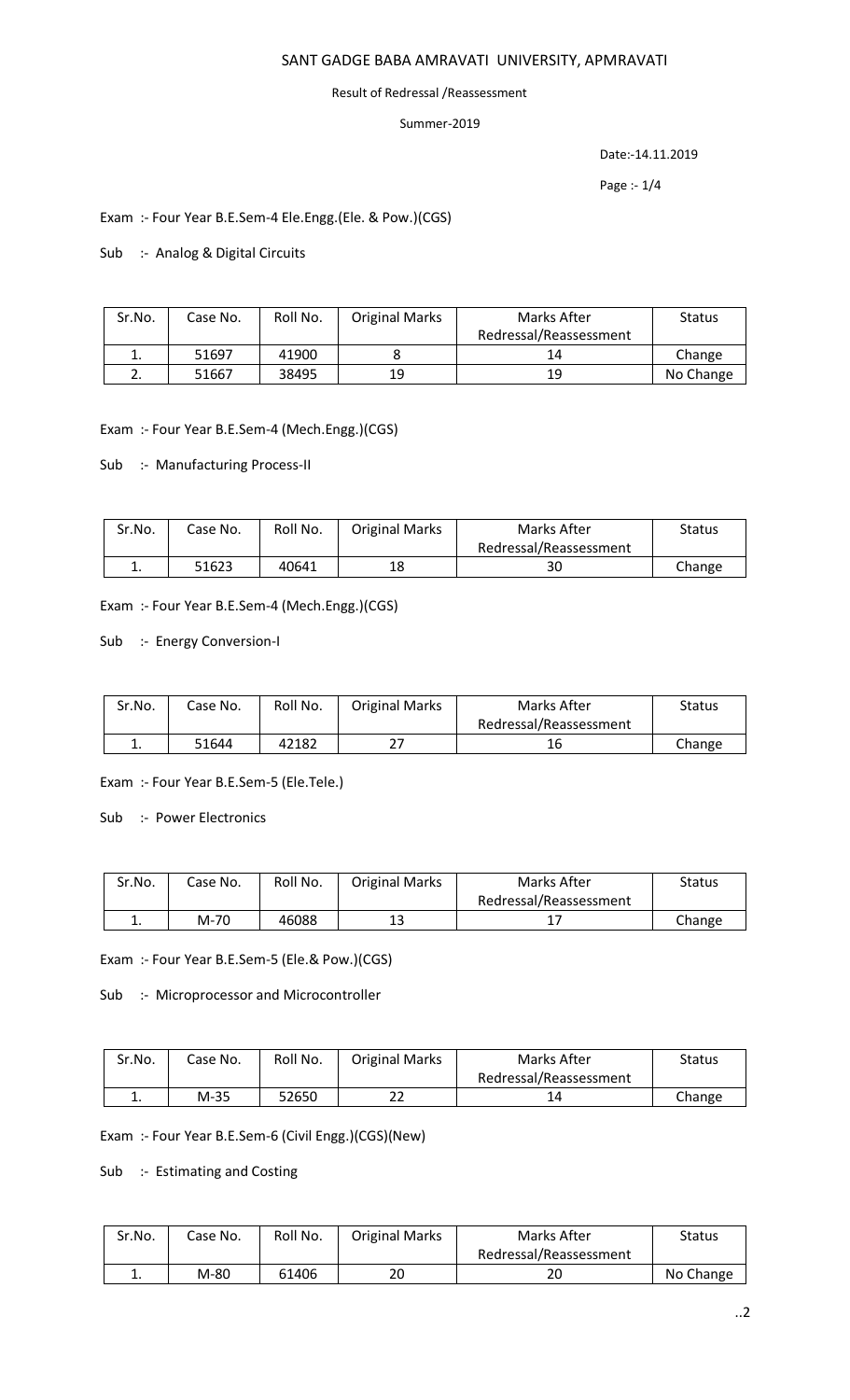# SANT GADGE BABA AMRAVATI UNIVERSITY, APMRAVATI

Result of Redressal /Reassessment

Summer-2019

Date:-14.11.2019

Exam :- Four Year B.E.Sem-4 Ele.Engg.(Ele. & Pow.)(CGS)

Sub :- Analog & Digital Circuits

| Sr.No. | Case No. | Roll No. | Original Marks | Marks After Redressal/Reassessment | Status |
|---|---|---|---|---|---|
| 1. | 51697 | 41900 | 8 | 14 | Change |
| 2. | 51667 | 38495 | 19 | 19 | No Change |

Exam :- Four Year B.E.Sem-4 (Mech.Engg.)(CGS)

Sub :- Manufacturing Process-II

| Sr.No. | Case No. | Roll No. | Original Marks | Marks After Redressal/Reassessment | Status |
|---|---|---|---|---|---|
| 1. | 51623 | 40641 | 18 | 30 | Change |

Exam :- Four Year B.E.Sem-4 (Mech.Engg.)(CGS)

Sub :- Energy Conversion-I

| Sr.No. | Case No. | Roll No. | Original Marks | Marks After Redressal/Reassessment | Status |
|---|---|---|---|---|---|
| 1. | 51644 | 42182 | 27 | 16 | Change |

Exam :- Four Year B.E.Sem-5 (Ele.Tele.)

Sub :- Power Electronics

| Sr.No. | Case No. | Roll No. | Original Marks | Marks After Redressal/Reassessment | Status |
|---|---|---|---|---|---|
| 1. | M-70 | 46088 | 13 | 17 | Change |

Exam :- Four Year B.E.Sem-5 (Ele.& Pow.)(CGS)

Sub :- Microprocessor and Microcontroller

| Sr.No. | Case No. | Roll No. | Original Marks | Marks After Redressal/Reassessment | Status |
|---|---|---|---|---|---|
| 1. | M-35 | 52650 | 22 | 14 | Change |

Exam :- Four Year B.E.Sem-6 (Civil Engg.)(CGS)(New)

Sub :- Estimating and Costing

| Sr.No. | Case No. | Roll No. | Original Marks | Marks After Redressal/Reassessment | Status |
|---|---|---|---|---|---|
| 1. | M-80 | 61406 | 20 | 20 | No Change |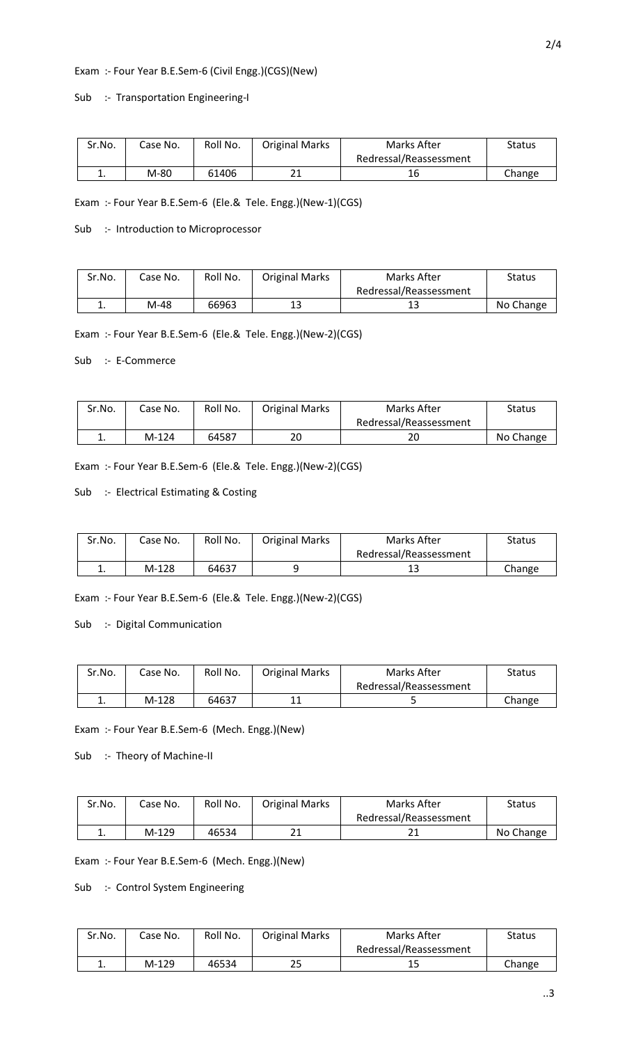Exam :- Four Year B.E.Sem-6 (Civil Engg.)(CGS)(New)

Sub :- Transportation Engineering-I

| Sr.No. | Case No. | Roll No. | Original Marks | Marks After Redressal/Reassessment | Status |
|---|---|---|---|---|---|
| 1. | M-80 | 61406 | 21 | 16 | Change |

Exam :- Four Year B.E.Sem-6 (Ele.& Tele. Engg.)(New-1)(CGS)

Sub :- Introduction to Microprocessor

| Sr.No. | Case No. | Roll No. | Original Marks | Marks After Redressal/Reassessment | Status |
|---|---|---|---|---|---|
| 1. | M-48 | 66963 | 13 | 13 | No Change |

Exam :- Four Year B.E.Sem-6 (Ele.& Tele. Engg.)(New-2)(CGS)

Sub :- E-Commerce

| Sr.No. | Case No. | Roll No. | Original Marks | Marks After Redressal/Reassessment | Status |
|---|---|---|---|---|---|
| 1. | M-124 | 64587 | 20 | 20 | No Change |

Exam :- Four Year B.E.Sem-6 (Ele.& Tele. Engg.)(New-2)(CGS)

Sub :- Electrical Estimating & Costing

| Sr.No. | Case No. | Roll No. | Original Marks | Marks After Redressal/Reassessment | Status |
|---|---|---|---|---|---|
| 1. | M-128 | 64637 | 9 | 13 | Change |

Exam :- Four Year B.E.Sem-6 (Ele.& Tele. Engg.)(New-2)(CGS)

Sub :- Digital Communication

| Sr.No. | Case No. | Roll No. | Original Marks | Marks After Redressal/Reassessment | Status |
|---|---|---|---|---|---|
| 1. | M-128 | 64637 | 11 | 5 | Change |

Exam :- Four Year B.E.Sem-6 (Mech. Engg.)(New)

Sub :- Theory of Machine-II

| Sr.No. | Case No. | Roll No. | Original Marks | Marks After Redressal/Reassessment | Status |
|---|---|---|---|---|---|
| 1. | M-129 | 46534 | 21 | 21 | No Change |

Exam :- Four Year B.E.Sem-6 (Mech. Engg.)(New)

Sub :- Control System Engineering

| Sr.No. | Case No. | Roll No. | Original Marks | Marks After Redressal/Reassessment | Status |
|---|---|---|---|---|---|
| 1. | M-129 | 46534 | 25 | 15 | Change |

..3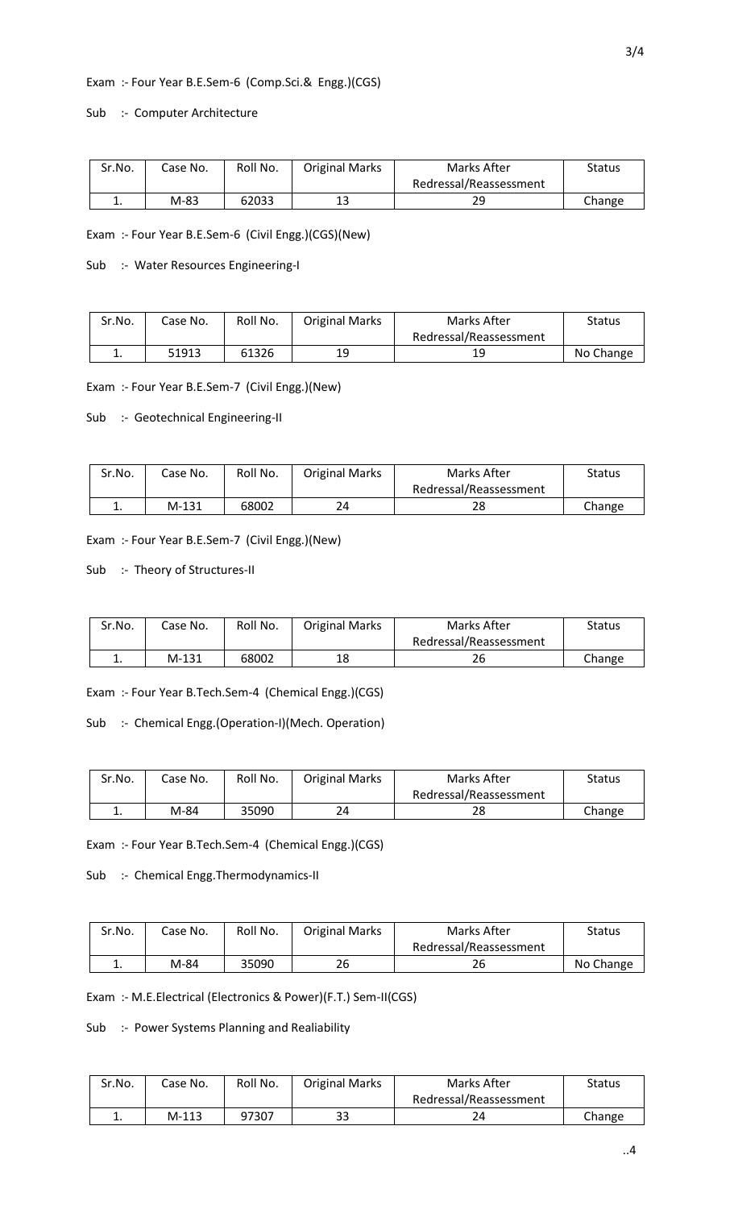Exam :- Four Year B.E.Sem-6 (Comp.Sci.& Engg.)(CGS)

Sub :- Computer Architecture

| Sr.No. | Case No. | Roll No. | Original Marks | Marks After Redressal/Reassessment | Status |
|---|---|---|---|---|---|
| 1. | M-83 | 62033 | 13 | 29 | Change |

Exam :- Four Year B.E.Sem-6 (Civil Engg.)(CGS)(New)

Sub :- Water Resources Engineering-I

| Sr.No. | Case No. | Roll No. | Original Marks | Marks After Redressal/Reassessment | Status |
|---|---|---|---|---|---|
| 1. | 51913 | 61326 | 19 | 19 | No Change |

Exam :- Four Year B.E.Sem-7 (Civil Engg.)(New)

Sub :- Geotechnical Engineering-II

| Sr.No. | Case No. | Roll No. | Original Marks | Marks After Redressal/Reassessment | Status |
|---|---|---|---|---|---|
| 1. | M-131 | 68002 | 24 | 28 | Change |

Exam :- Four Year B.E.Sem-7 (Civil Engg.)(New)

Sub :- Theory of Structures-II

| Sr.No. | Case No. | Roll No. | Original Marks | Marks After Redressal/Reassessment | Status |
|---|---|---|---|---|---|
| 1. | M-131 | 68002 | 18 | 26 | Change |

Exam :- Four Year B.Tech.Sem-4 (Chemical Engg.)(CGS)

Sub :- Chemical Engg.(Operation-I)(Mech. Operation)

| Sr.No. | Case No. | Roll No. | Original Marks | Marks After Redressal/Reassessment | Status |
|---|---|---|---|---|---|
| 1. | M-84 | 35090 | 24 | 28 | Change |

Exam :- Four Year B.Tech.Sem-4 (Chemical Engg.)(CGS)

Sub :- Chemical Engg.Thermodynamics-II

| Sr.No. | Case No. | Roll No. | Original Marks | Marks After Redressal/Reassessment | Status |
|---|---|---|---|---|---|
| 1. | M-84 | 35090 | 26 | 26 | No Change |

Exam :- M.E.Electrical (Electronics & Power)(F.T.) Sem-II(CGS)

Sub :- Power Systems Planning and Realiability

| Sr.No. | Case No. | Roll No. | Original Marks | Marks After Redressal/Reassessment | Status |
|---|---|---|---|---|---|
| 1. | M-113 | 97307 | 33 | 24 | Change |

..4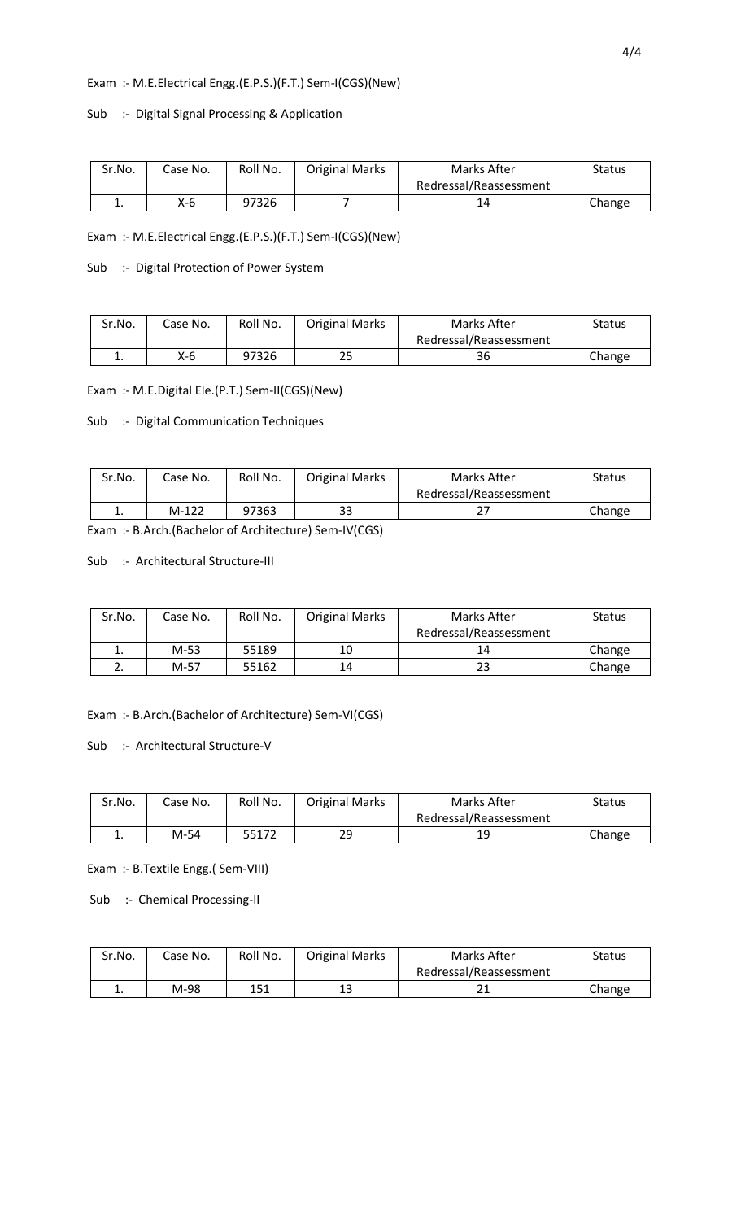Exam :- M.E.Electrical Engg.(E.P.S.)(F.T.) Sem-I(CGS)(New)

Sub :- Digital Signal Processing & Application

| Sr.No. | Case No. | Roll No. | Original Marks | Marks After Redressal/Reassessment | Status |
|---|---|---|---|---|---|
| 1. | X-6 | 97326 | 7 | 14 | Change |

Exam :- M.E.Electrical Engg.(E.P.S.)(F.T.) Sem-I(CGS)(New)

Sub :- Digital Protection of Power System

| Sr.No. | Case No. | Roll No. | Original Marks | Marks After Redressal/Reassessment | Status |
|---|---|---|---|---|---|
| 1. | X-6 | 97326 | 25 | 36 | Change |

Exam :- M.E.Digital Ele.(P.T.) Sem-II(CGS)(New)

Sub :- Digital Communication Techniques

| Sr.No. | Case No. | Roll No. | Original Marks | Marks After Redressal/Reassessment | Status |
|---|---|---|---|---|---|
| 1. | M-122 | 97363 | 33 | 27 | Change |

Exam :- B.Arch.(Bachelor of Architecture) Sem-IV(CGS)

Sub :- Architectural Structure-III

| Sr.No. | Case No. | Roll No. | Original Marks | Marks After Redressal/Reassessment | Status |
|---|---|---|---|---|---|
| 1. | M-53 | 55189 | 10 | 14 | Change |
| 2. | M-57 | 55162 | 14 | 23 | Change |

Exam :- B.Arch.(Bachelor of Architecture) Sem-VI(CGS)

Sub :- Architectural Structure-V

| Sr.No. | Case No. | Roll No. | Original Marks | Marks After Redressal/Reassessment | Status |
|---|---|---|---|---|---|
| 1. | M-54 | 55172 | 29 | 19 | Change |

Exam :- B.Textile Engg.( Sem-VIII)

Sub :- Chemical Processing-II

| Sr.No. | Case No. | Roll No. | Original Marks | Marks After Redressal/Reassessment | Status |
|---|---|---|---|---|---|
| 1. | M-98 | 151 | 13 | 21 | Change |